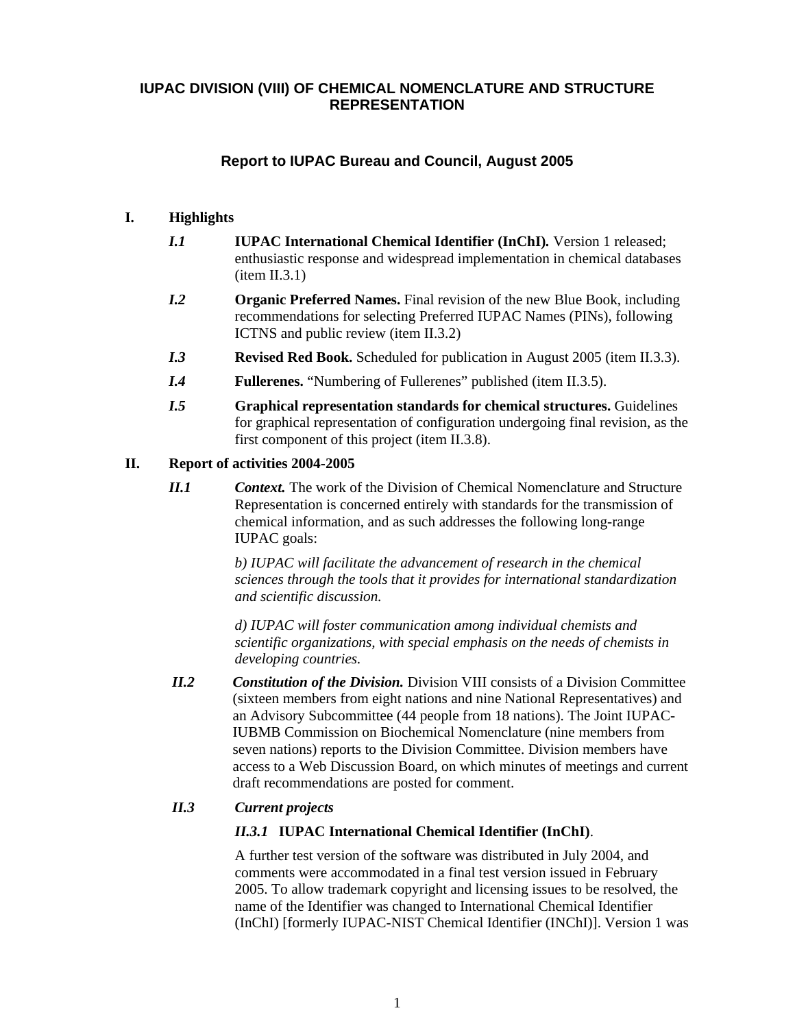# IUPAC DIVISION (VIII) OF CHEMICAL NOMENCLATURE AND STRUCTURE REPRESENTATION

## Report to IUPAC Bureau and Council, August 2005

## I. Highlights

***I.1*** **IUPAC International Chemical Identifier (InChI).** Version 1 released; enthusiastic response and widespread implementation in chemical databases (item II.3.1)

***I.2*** **Organic Preferred Names.** Final revision of the new Blue Book, including recommendations for selecting Preferred IUPAC Names (PINs), following ICTNS and public review (item II.3.2)

***I.3*** **Revised Red Book.** Scheduled for publication in August 2005 (item II.3.3).

***I.4*** **Fullerenes.** "Numbering of Fullerenes" published (item II.3.5).

***I.5*** **Graphical representation standards for chemical structures.** Guidelines for graphical representation of configuration undergoing final revision, as the first component of this project (item II.3.8).

## II. Report of activities 2004-2005

***II.1*** ***Context.*** The work of the Division of Chemical Nomenclature and Structure Representation is concerned entirely with standards for the transmission of chemical information, and as such addresses the following long-range IUPAC goals:

> *b) IUPAC will facilitate the advancement of research in the chemical sciences through the tools that it provides for international standardization and scientific discussion.*
>
> *d) IUPAC will foster communication among individual chemists and scientific organizations, with special emphasis on the needs of chemists in developing countries.*

***II.2*** ***Constitution of the Division.*** Division VIII consists of a Division Committee (sixteen members from eight nations and nine National Representatives) and an Advisory Subcommittee (44 people from 18 nations). The Joint IUPAC-IUBMB Commission on Biochemical Nomenclature (nine members from seven nations) reports to the Division Committee. Division members have access to a Web Discussion Board, on which minutes of meetings and current draft recommendations are posted for comment.

***II.3*** ***Current projects***

***II.3.1*** **IUPAC International Chemical Identifier (InChI)**.

A further test version of the software was distributed in July 2004, and comments were accommodated in a final test version issued in February 2005. To allow trademark copyright and licensing issues to be resolved, the name of the Identifier was changed to International Chemical Identifier (InChI) [formerly IUPAC-NIST Chemical Identifier (INChI)]. Version 1 was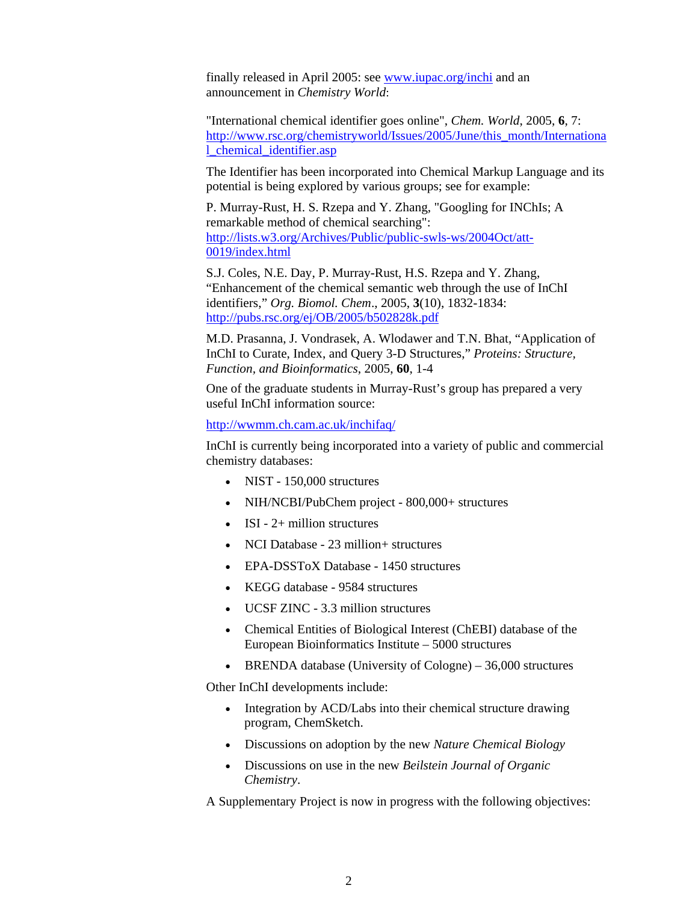finally released in April 2005: see [www.iupac.org/inchi](www.iupac.org/inchi) and an announcement in *Chemistry World*:

"International chemical identifier goes online", *Chem. World*, 2005, **6**, 7: [http://www.rsc.org/chemistryworld/Issues/2005/June/this_month/International_chemical_identifier.asp](http://www.rsc.org/chemistryworld/Issues/2005/June/this_month/International_chemical_identifier.asp)

The Identifier has been incorporated into Chemical Markup Language and its potential is being explored by various groups; see for example:

P. Murray-Rust, H. S. Rzepa and Y. Zhang, "Googling for INChIs; A remarkable method of chemical searching": [http://lists.w3.org/Archives/Public/public-swls-ws/2004Oct/att-0019/index.html](http://lists.w3.org/Archives/Public/public-swls-ws/2004Oct/att-0019/index.html)

S.J. Coles, N.E. Day, P. Murray-Rust, H.S. Rzepa and Y. Zhang, "Enhancement of the chemical semantic web through the use of InChI identifiers," *Org. Biomol. Chem*., 2005, **3**(10), 1832-1834: [http://pubs.rsc.org/ej/OB/2005/b502828k.pdf](http://pubs.rsc.org/ej/OB/2005/b502828k.pdf)

M.D. Prasanna, J. Vondrasek, A. Wlodawer and T.N. Bhat, "Application of InChI to Curate, Index, and Query 3-D Structures," *Proteins: Structure, Function, and Bioinformatics*, 2005, **60**, 1-4

One of the graduate students in Murray-Rust's group has prepared a very useful InChI information source:

[http://wwmm.ch.cam.ac.uk/inchifaq/](http://wwmm.ch.cam.ac.uk/inchifaq/)

InChI is currently being incorporated into a variety of public and commercial chemistry databases:

- NIST - 150,000 structures
- NIH/NCBI/PubChem project - 800,000+ structures
- ISI - 2+ million structures
- NCI Database - 23 million+ structures
- EPA-DSSToX Database - 1450 structures
- KEGG database - 9584 structures
- UCSF ZINC - 3.3 million structures
- Chemical Entities of Biological Interest (ChEBI) database of the European Bioinformatics Institute – 5000 structures
- BRENDA database (University of Cologne) – 36,000 structures

Other InChI developments include:

- Integration by ACD/Labs into their chemical structure drawing program, ChemSketch.
- Discussions on adoption by the new *Nature Chemical Biology*
- Discussions on use in the new *Beilstein Journal of Organic Chemistry*.

A Supplementary Project is now in progress with the following objectives: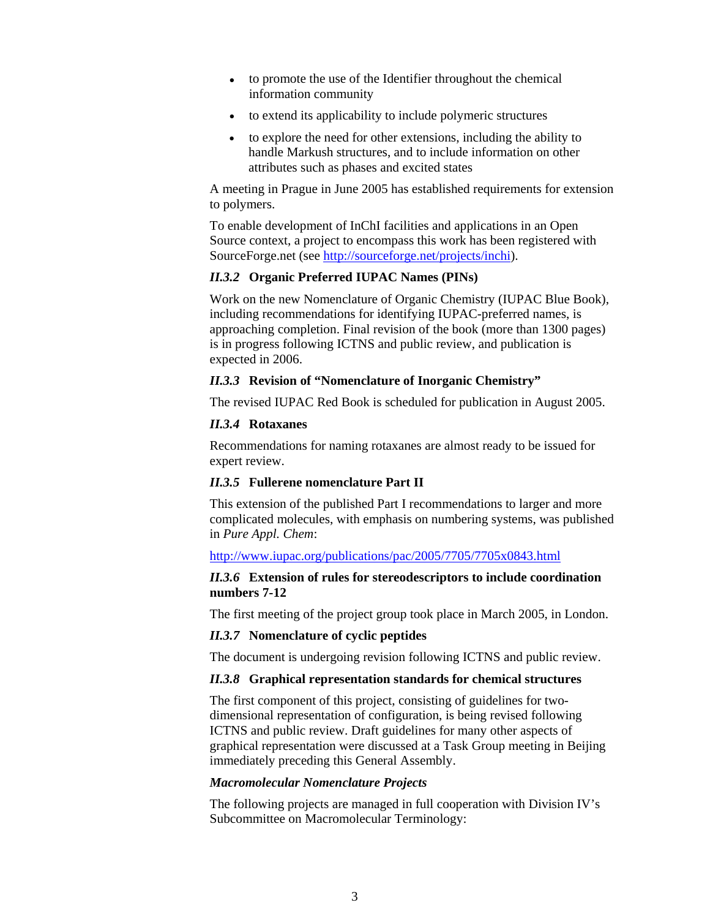- to promote the use of the Identifier throughout the chemical information community
- to extend its applicability to include polymeric structures
- to explore the need for other extensions, including the ability to handle Markush structures, and to include information on other attributes such as phases and excited states

A meeting in Prague in June 2005 has established requirements for extension to polymers.

To enable development of InChI facilities and applications in an Open Source context, a project to encompass this work has been registered with SourceForge.net (see http://sourceforge.net/projects/inchi).

### *II.3.2* Organic Preferred IUPAC Names (PINs)

Work on the new Nomenclature of Organic Chemistry (IUPAC Blue Book), including recommendations for identifying IUPAC-preferred names, is approaching completion. Final revision of the book (more than 1300 pages) is in progress following ICTNS and public review, and publication is expected in 2006.

### *II.3.3* Revision of "Nomenclature of Inorganic Chemistry"

The revised IUPAC Red Book is scheduled for publication in August 2005.

### *II.3.4* Rotaxanes

Recommendations for naming rotaxanes are almost ready to be issued for expert review.

### *II.3.5* Fullerene nomenclature Part II

This extension of the published Part I recommendations to larger and more complicated molecules, with emphasis on numbering systems, was published in *Pure Appl. Chem*:

http://www.iupac.org/publications/pac/2005/7705/7705x0843.html

### *II.3.6* Extension of rules for stereodescriptors to include coordination numbers 7-12

The first meeting of the project group took place in March 2005, in London.

### *II.3.7* Nomenclature of cyclic peptides

The document is undergoing revision following ICTNS and public review.

### *II.3.8* Graphical representation standards for chemical structures

The first component of this project, consisting of guidelines for two-dimensional representation of configuration, is being revised following ICTNS and public review. Draft guidelines for many other aspects of graphical representation were discussed at a Task Group meeting in Beijing immediately preceding this General Assembly.

### *Macromolecular Nomenclature Projects*

The following projects are managed in full cooperation with Division IV's Subcommittee on Macromolecular Terminology: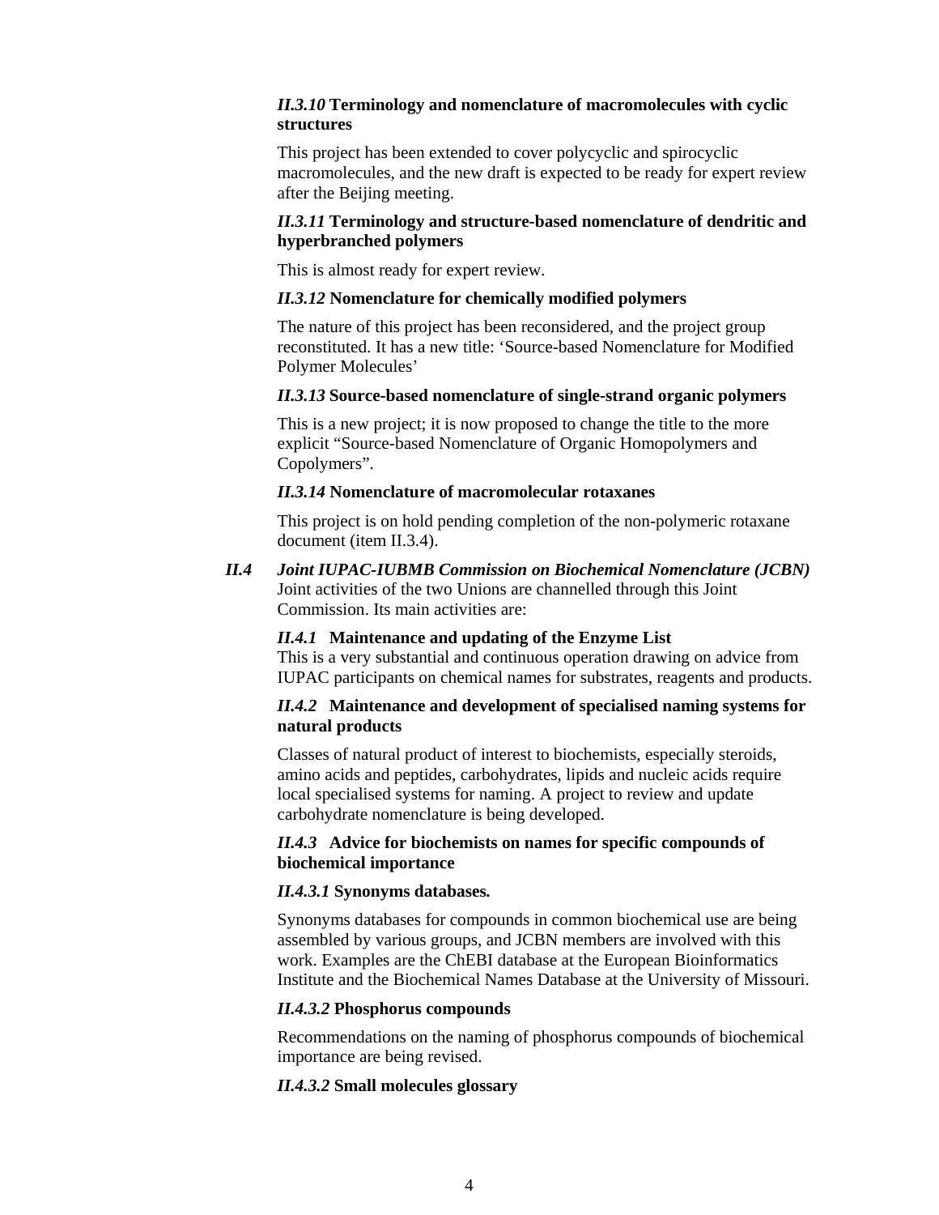#### *II.3.10* Terminology and nomenclature of macromolecules with cyclic structures

This project has been extended to cover polycyclic and spirocyclic macromolecules, and the new draft is expected to be ready for expert review after the Beijing meeting.

#### *II.3.11* Terminology and structure-based nomenclature of dendritic and hyperbranched polymers

This is almost ready for expert review.

#### *II.3.12* Nomenclature for chemically modified polymers

The nature of this project has been reconsidered, and the project group reconstituted. It has a new title: 'Source-based Nomenclature for Modified Polymer Molecules'

#### *II.3.13* Source-based nomenclature of single-strand organic polymers

This is a new project; it is now proposed to change the title to the more explicit "Source-based Nomenclature of Organic Homopolymers and Copolymers".

#### *II.3.14* Nomenclature of macromolecular rotaxanes

This project is on hold pending completion of the non-polymeric rotaxane document (item II.3.4).

### *II.4 Joint IUPAC-IUBMB Commission on Biochemical Nomenclature (JCBN)*

Joint activities of the two Unions are channelled through this Joint Commission. Its main activities are:

#### *II.4.1* Maintenance and updating of the Enzyme List

This is a very substantial and continuous operation drawing on advice from IUPAC participants on chemical names for substrates, reagents and products.

#### *II.4.2* Maintenance and development of specialised naming systems for natural products

Classes of natural product of interest to biochemists, especially steroids, amino acids and peptides, carbohydrates, lipids and nucleic acids require local specialised systems for naming. A project to review and update carbohydrate nomenclature is being developed.

#### *II.4.3* Advice for biochemists on names for specific compounds of biochemical importance

#### *II.4.3.1* Synonyms databases.

Synonyms databases for compounds in common biochemical use are being assembled by various groups, and JCBN members are involved with this work. Examples are the ChEBI database at the European Bioinformatics Institute and the Biochemical Names Database at the University of Missouri.

#### *II.4.3.2* Phosphorus compounds

Recommendations on the naming of phosphorus compounds of biochemical importance are being revised.

#### *II.4.3.2* Small molecules glossary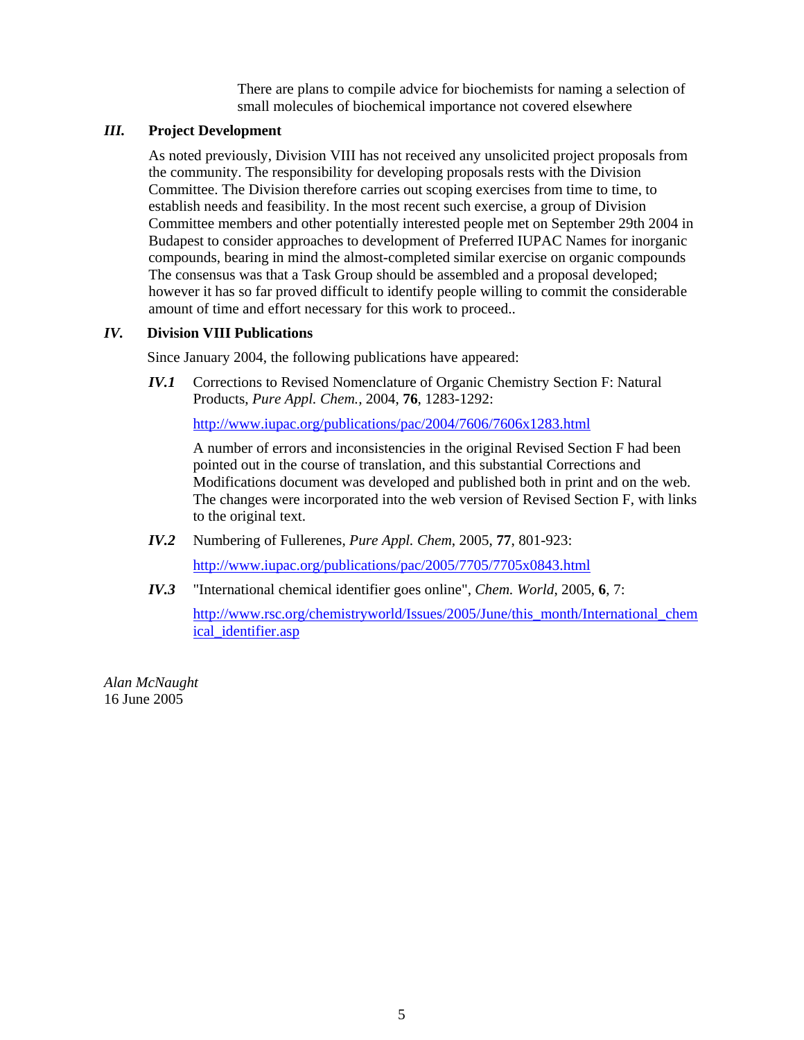There are plans to compile advice for biochemists for naming a selection of small molecules of biochemical importance not covered elsewhere

## *III.* Project Development

As noted previously, Division VIII has not received any unsolicited project proposals from the community. The responsibility for developing proposals rests with the Division Committee. The Division therefore carries out scoping exercises from time to time, to establish needs and feasibility. In the most recent such exercise, a group of Division Committee members and other potentially interested people met on September 29th 2004 in Budapest to consider approaches to development of Preferred IUPAC Names for inorganic compounds, bearing in mind the almost-completed similar exercise on organic compounds The consensus was that a Task Group should be assembled and a proposal developed; however it has so far proved difficult to identify people willing to commit the considerable amount of time and effort necessary for this work to proceed..

## *IV.* Division VIII Publications

Since January 2004, the following publications have appeared:

***IV.1*** Corrections to Revised Nomenclature of Organic Chemistry Section F: Natural Products, *Pure Appl. Chem.,* 2004, **76**, 1283-1292:

http://www.iupac.org/publications/pac/2004/7606/7606x1283.html

A number of errors and inconsistencies in the original Revised Section F had been pointed out in the course of translation, and this substantial Corrections and Modifications document was developed and published both in print and on the web. The changes were incorporated into the web version of Revised Section F, with links to the original text.

***IV.2*** Numbering of Fullerenes, *Pure Appl. Chem*, 2005, **77**, 801-923:

http://www.iupac.org/publications/pac/2005/7705/7705x0843.html

***IV.3*** "International chemical identifier goes online", *Chem. World*, 2005, **6**, 7:

http://www.rsc.org/chemistryworld/Issues/2005/June/this_month/International_chemical_identifier.asp

*Alan McNaught*
16 June 2005